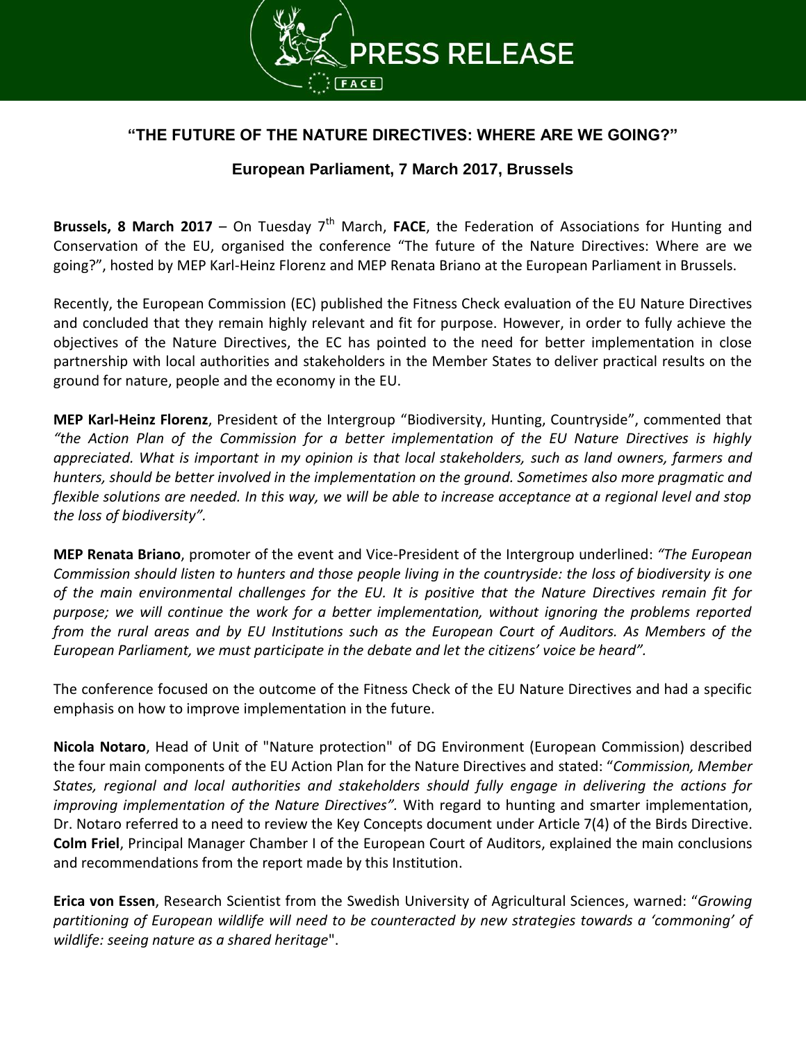# PRESS RELEASE

## "THE FUTURE OF THE NATURE DIRECTIVES: WHERE ARE WE GOING?"

### European Parliament, 7 March 2017, Brussels

**Brussels, 8 March 2017** – On Tuesday 7th March, **FACE**, the Federation of Associations for Hunting and Conservation of the EU, organised the conference "The future of the Nature Directives: Where are we going?", hosted by MEP Karl-Heinz Florenz and MEP Renata Briano at the European Parliament in Brussels.

Recently, the European Commission (EC) published the Fitness Check evaluation of the EU Nature Directives and concluded that they remain highly relevant and fit for purpose. However, in order to fully achieve the objectives of the Nature Directives, the EC has pointed to the need for better implementation in close partnership with local authorities and stakeholders in the Member States to deliver practical results on the ground for nature, people and the economy in the EU.

**MEP Karl-Heinz Florenz**, President of the Intergroup "Biodiversity, Hunting, Countryside", commented that *"the Action Plan of the Commission for a better implementation of the EU Nature Directives is highly appreciated. What is important in my opinion is that local stakeholders, such as land owners, farmers and hunters, should be better involved in the implementation on the ground. Sometimes also more pragmatic and flexible solutions are needed. In this way, we will be able to increase acceptance at a regional level and stop the loss of biodiversity".*

**MEP Renata Briano**, promoter of the event and Vice-President of the Intergroup underlined: *"The European Commission should listen to hunters and those people living in the countryside: the loss of biodiversity is one of the main environmental challenges for the EU. It is positive that the Nature Directives remain fit for purpose; we will continue the work for a better implementation, without ignoring the problems reported from the rural areas and by EU Institutions such as the European Court of Auditors. As Members of the European Parliament, we must participate in the debate and let the citizens' voice be heard".*

The conference focused on the outcome of the Fitness Check of the EU Nature Directives and had a specific emphasis on how to improve implementation in the future.

**Nicola Notaro**, Head of Unit of "Nature protection" of DG Environment (European Commission) described the four main components of the EU Action Plan for the Nature Directives and stated: "*Commission, Member States, regional and local authorities and stakeholders should fully engage in delivering the actions for improving implementation of the Nature Directives".* With regard to hunting and smarter implementation, Dr. Notaro referred to a need to review the Key Concepts document under Article 7(4) of the Birds Directive. **Colm Friel**, Principal Manager Chamber I of the European Court of Auditors, explained the main conclusions and recommendations from the report made by this Institution.

**Erica von Essen**, Research Scientist from the Swedish University of Agricultural Sciences, warned: "*Growing partitioning of European wildlife will need to be counteracted by new strategies towards a 'commoning' of wildlife: seeing nature as a shared heritage*".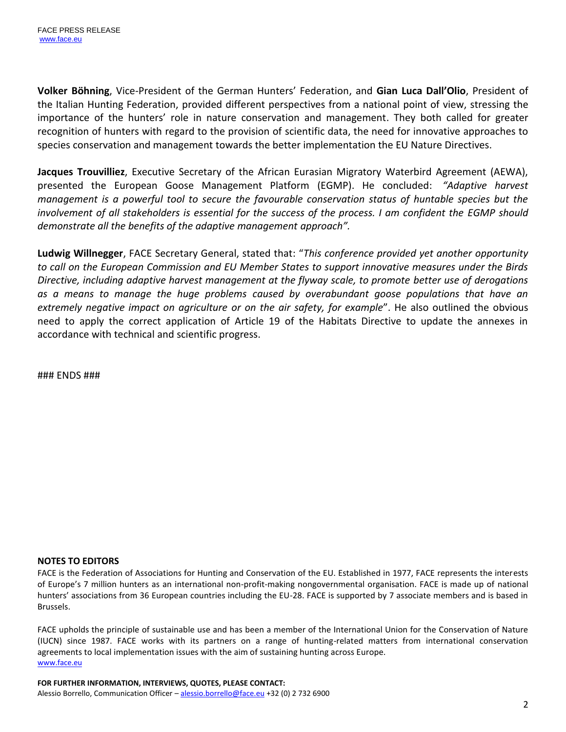**Volker Böhning**, Vice-President of the German Hunters' Federation, and **Gian Luca Dall'Olio**, President of the Italian Hunting Federation, provided different perspectives from a national point of view, stressing the importance of the hunters' role in nature conservation and management. They both called for greater recognition of hunters with regard to the provision of scientific data, the need for innovative approaches to species conservation and management towards the better implementation the EU Nature Directives.

**Jacques Trouvilliez**, Executive Secretary of the African Eurasian Migratory Waterbird Agreement (AEWA), presented the European Goose Management Platform (EGMP). He concluded: *"Adaptive harvest management is a powerful tool to secure the favourable conservation status of huntable species but the involvement of all stakeholders is essential for the success of the process. I am confident the EGMP should demonstrate all the benefits of the adaptive management approach".*

**Ludwig Willnegger**, FACE Secretary General, stated that: "*This conference provided yet another opportunity to call on the European Commission and EU Member States to support innovative measures under the Birds Directive, including adaptive harvest management at the flyway scale, to promote better use of derogations as a means to manage the huge problems caused by overabundant goose populations that have an extremely negative impact on agriculture or on the air safety, for example*". He also outlined the obvious need to apply the correct application of Article 19 of the Habitats Directive to update the annexes in accordance with technical and scientific progress.

### ENDS ###

**NOTES TO EDITORS**

FACE is the Federation of Associations for Hunting and Conservation of the EU. Established in 1977, FACE represents the interests of Europe's 7 million hunters as an international non-profit-making nongovernmental organisation. FACE is made up of national hunters' associations from 36 European countries including the EU-28. FACE is supported by 7 associate members and is based in Brussels.

FACE upholds the principle of sustainable use and has been a member of the International Union for the Conservation of Nature (IUCN) since 1987. FACE works with its partners on a range of hunting-related matters from international conservation agreements to local implementation issues with the aim of sustaining hunting across Europe.
www.face.eu

**FOR FURTHER INFORMATION, INTERVIEWS, QUOTES, PLEASE CONTACT:**
Alessio Borrello, Communication Officer – alessio.borrello@face.eu +32 (0) 2 732 6900